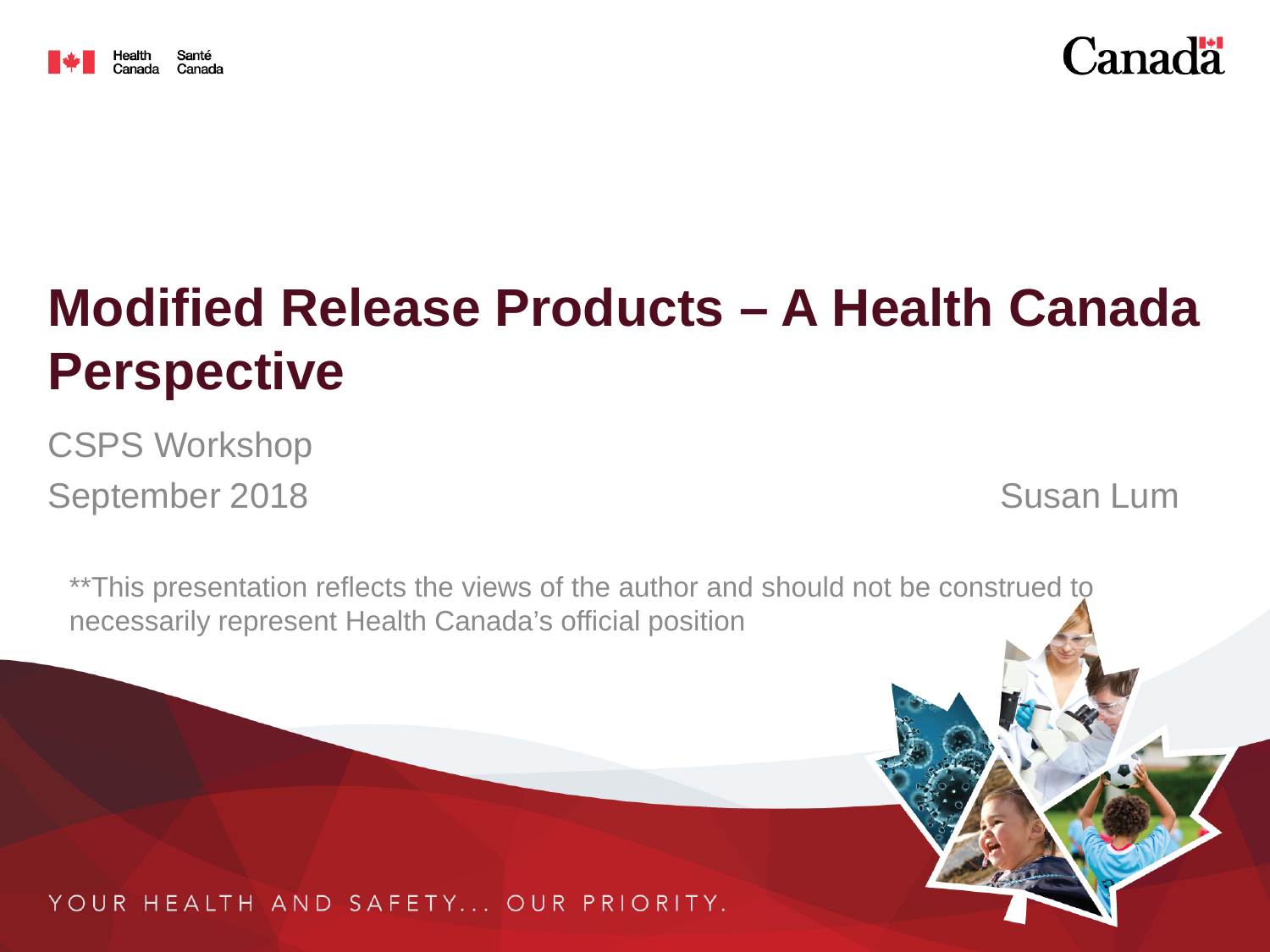Health Canada Santé Canada

Canada

# Modified Release Products – A Health Canada Perspective

CSPS Workshop

September 2018

Susan Lum

**This presentation reflects the views of the author and should not be construed to necessarily represent Health Canada's official position

YOUR HEALTH AND SAFETY... OUR PRIORITY.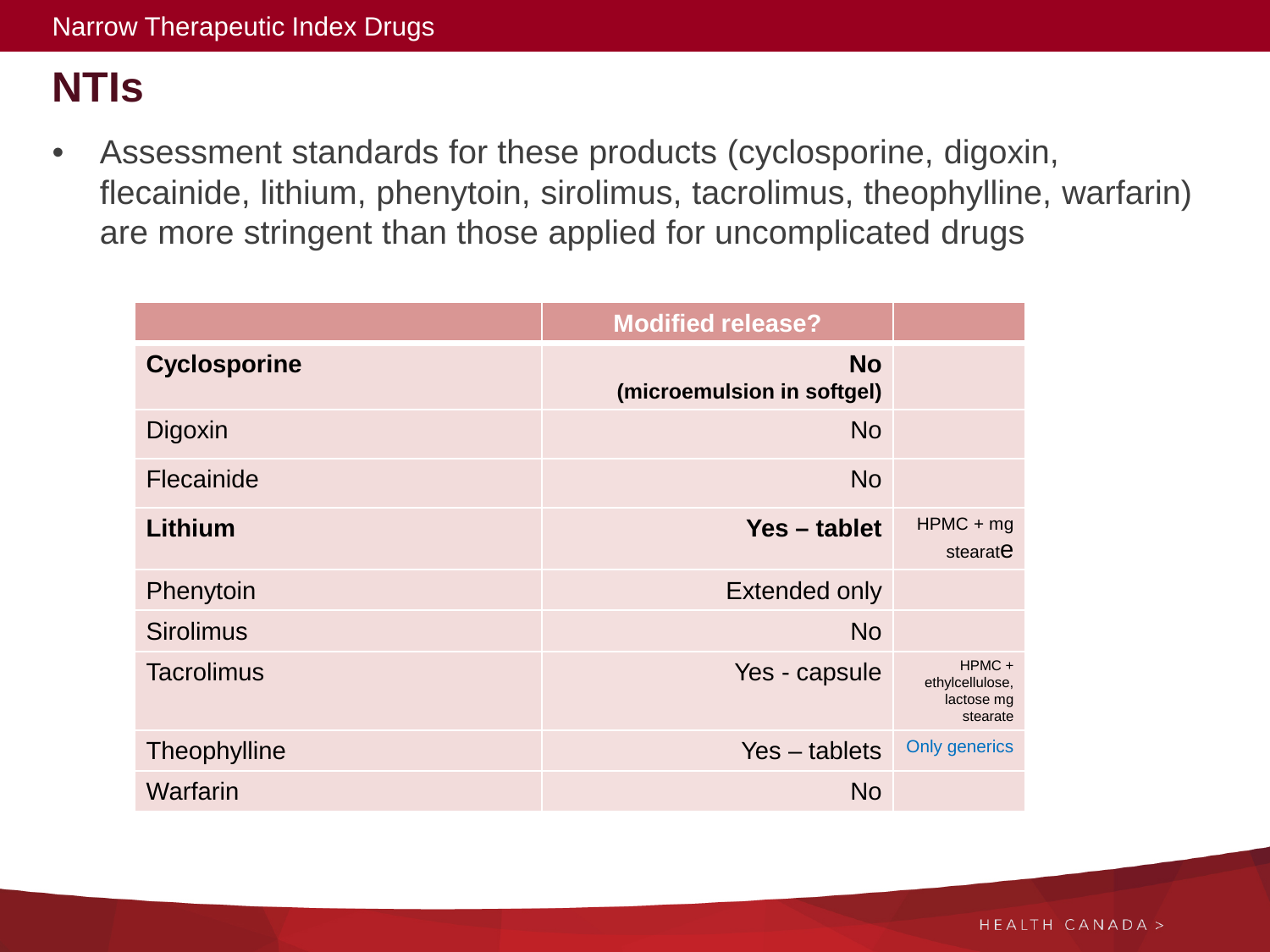# NTIs

- Assessment standards for these products (cyclosporine, digoxin, flecainide, lithium, phenytoin, sirolimus, tacrolimus, theophylline, warfarin) are more stringent than those applied for uncomplicated drugs

| | Modified release? | |
|---|---|---|
| **Cyclosporine** | **No (microemulsion in softgel)** | |
| Digoxin | No | |
| Flecainide | No | |
| **Lithium** | **Yes – tablet** | HPMC + mg stearate |
| Phenytoin | Extended only | |
| Sirolimus | No | |
| Tacrolimus | Yes - capsule | HPMC + ethylcellulose, lactose mg stearate |
| Theophylline | Yes – tablets | Only generics |
| Warfarin | No | |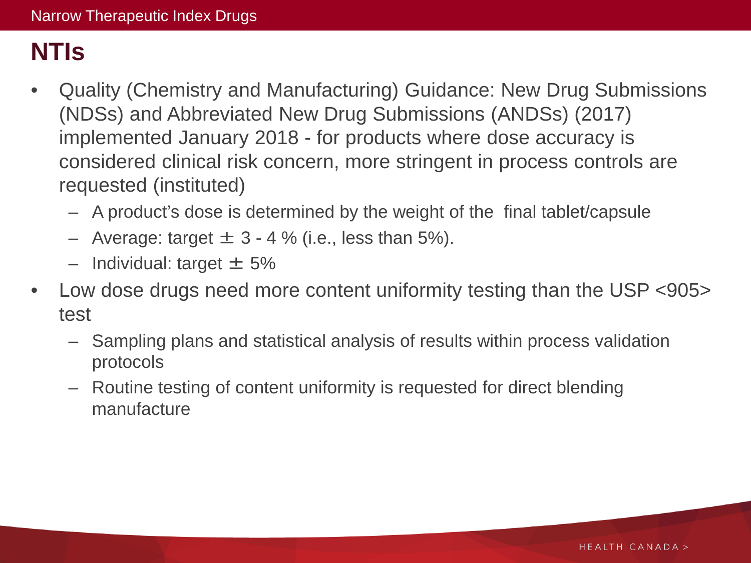# NTIs

- Quality (Chemistry and Manufacturing) Guidance: New Drug Submissions (NDSs) and Abbreviated New Drug Submissions (ANDSs) (2017) implemented January 2018 - for products where dose accuracy is considered clinical risk concern, more stringent in process controls are requested (instituted)
  - A product's dose is determined by the weight of the final tablet/capsule
  - Average: target $\pm$ 3 - 4 % (i.e., less than 5%).
  - Individual: target $\pm$ 5%
- Low dose drugs need more content uniformity testing than the USP <905> test
  - Sampling plans and statistical analysis of results within process validation protocols
  - Routine testing of content uniformity is requested for direct blending manufacture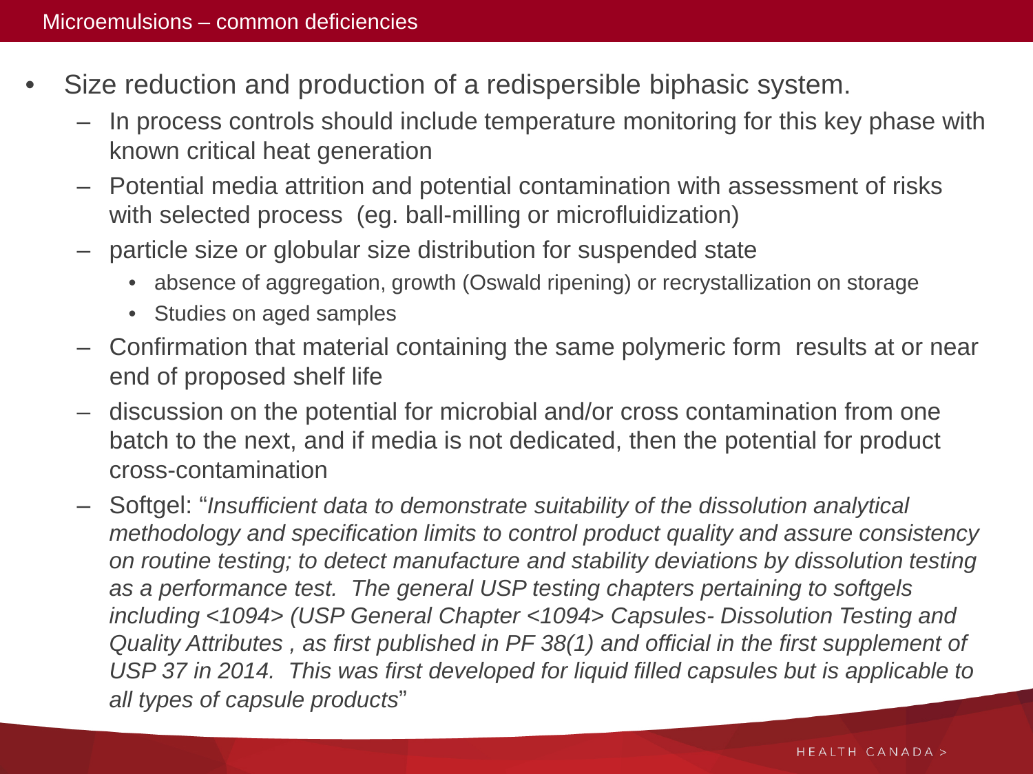## Microemulsions – common deficiencies

- Size reduction and production of a redispersible biphasic system.
  - In process controls should include temperature monitoring for this key phase with known critical heat generation
  - Potential media attrition and potential contamination with assessment of risks with selected process (eg. ball-milling or microfluidization)
  - particle size or globular size distribution for suspended state
    - absence of aggregation, growth (Oswald ripening) or recrystallization on storage
    - Studies on aged samples
  - Confirmation that material containing the same polymeric form results at or near end of proposed shelf life
  - discussion on the potential for microbial and/or cross contamination from one batch to the next, and if media is not dedicated, then the potential for product cross-contamination
  - Softgel: "*Insufficient data to demonstrate suitability of the dissolution analytical methodology and specification limits to control product quality and assure consistency on routine testing; to detect manufacture and stability deviations by dissolution testing as a performance test. The general USP testing chapters pertaining to softgels including <1094> (USP General Chapter <1094> Capsules- Dissolution Testing and Quality Attributes , as first published in PF 38(1) and official in the first supplement of USP 37 in 2014. This was first developed for liquid filled capsules but is applicable to all types of capsule products*"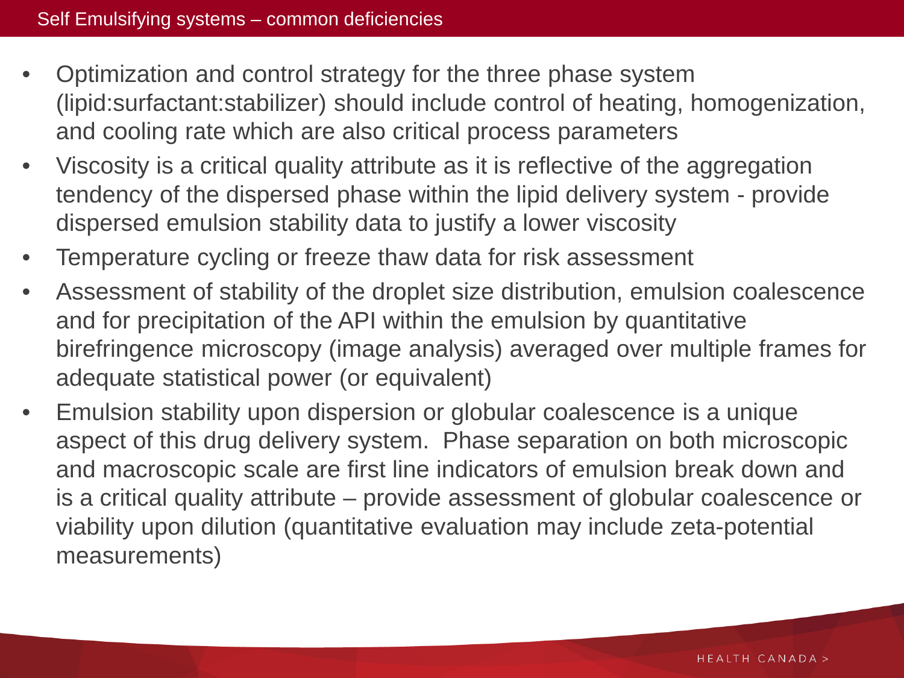# Self Emulsifying systems – common deficiencies

- Optimization and control strategy for the three phase system (lipid:surfactant:stabilizer) should include control of heating, homogenization, and cooling rate which are also critical process parameters
- Viscosity is a critical quality attribute as it is reflective of the aggregation tendency of the dispersed phase within the lipid delivery system - provide dispersed emulsion stability data to justify a lower viscosity
- Temperature cycling or freeze thaw data for risk assessment
- Assessment of stability of the droplet size distribution, emulsion coalescence and for precipitation of the API within the emulsion by quantitative birefringence microscopy (image analysis) averaged over multiple frames for adequate statistical power (or equivalent)
- Emulsion stability upon dispersion or globular coalescence is a unique aspect of this drug delivery system. Phase separation on both microscopic and macroscopic scale are first line indicators of emulsion break down and is a critical quality attribute – provide assessment of globular coalescence or viability upon dilution (quantitative evaluation may include zeta-potential measurements)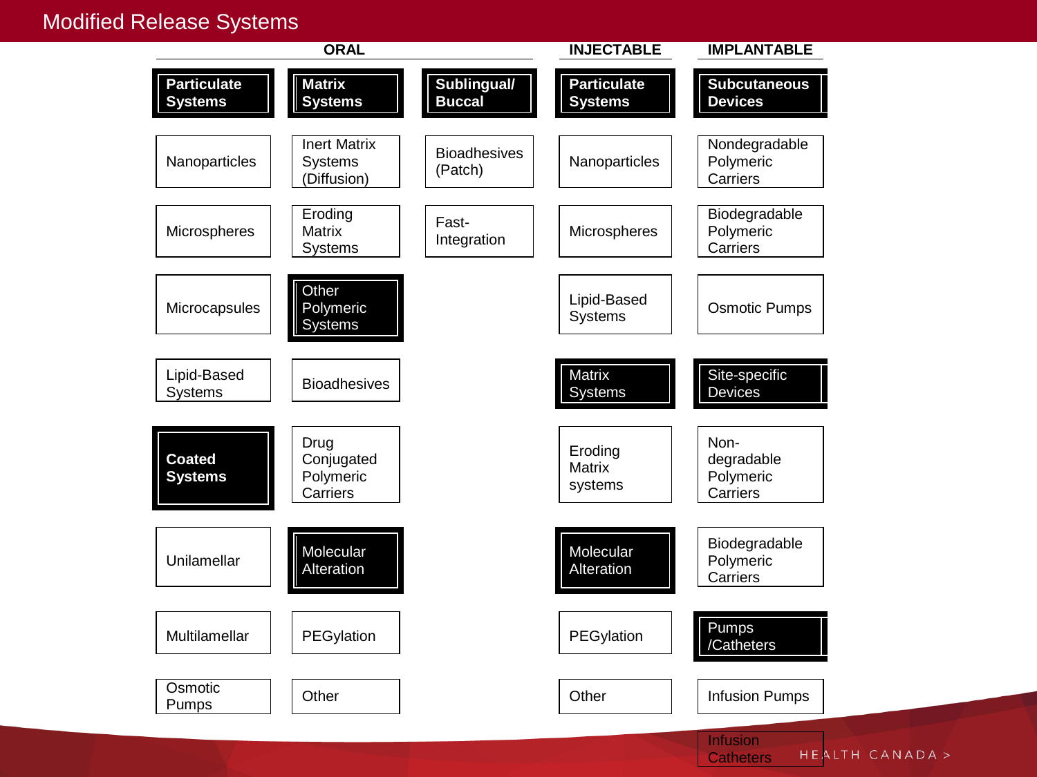# Modified Release Systems

## ORAL

**Particulate Systems**
- Nanoparticles
- Microspheres
- Microcapsules
- Lipid-Based Systems

**Coated Systems**
- Unilamellar
- Multilamellar
- Osmotic Pumps

**Matrix Systems**
- Inert Matrix Systems (Diffusion)
- Eroding Matrix Systems

**Other Polymeric Systems**
- Bioadhesives
- Drug Conjugated Polymeric Carriers

**Molecular Alteration**
- PEGylation
- Other

**Sublingual/ Buccal**
- Bioadhesives (Patch)
- Fast-Integration

## INJECTABLE

**Particulate Systems**
- Nanoparticles
- Microspheres
- Lipid-Based Systems

**Matrix Systems**
- Eroding Matrix systems

**Molecular Alteration**
- PEGylation
- Other

## IMPLANTABLE

**Subcutaneous Devices**
- Nondegradable Polymeric Carriers
- Biodegradable Polymeric Carriers
- Osmotic Pumps

**Site-specific Devices**
- Non-degradable Polymeric Carriers
- Biodegradable Polymeric Carriers

**Pumps /Catheters**
- Infusion Pumps
- Infusion Catheters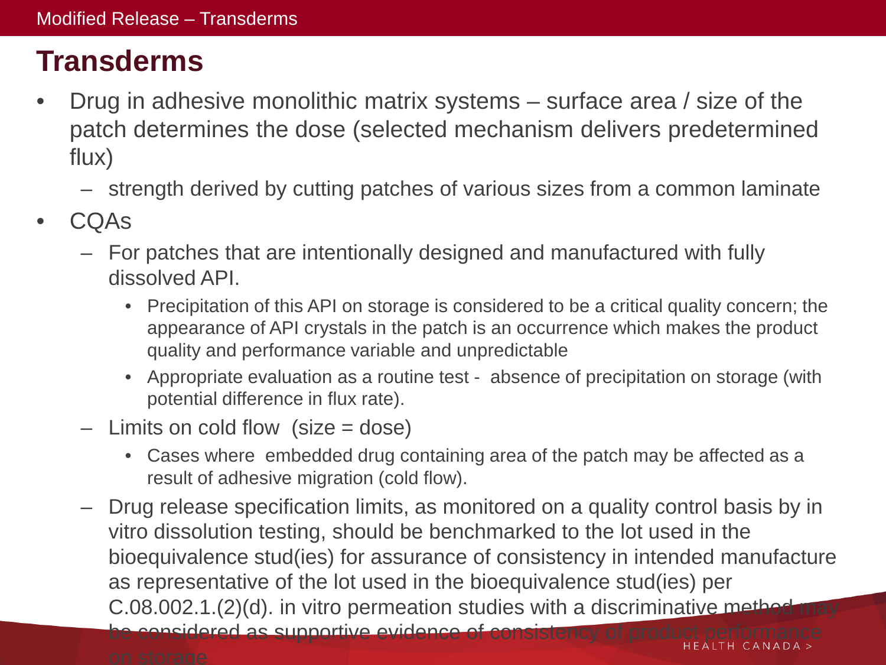# Transderms

- Drug in adhesive monolithic matrix systems – surface area / size of the patch determines the dose (selected mechanism delivers predetermined flux)
  - strength derived by cutting patches of various sizes from a common laminate
- CQAs
  - For patches that are intentionally designed and manufactured with fully dissolved API.
    - Precipitation of this API on storage is considered to be a critical quality concern; the appearance of API crystals in the patch is an occurrence which makes the product quality and performance variable and unpredictable
    - Appropriate evaluation as a routine test - absence of precipitation on storage (with potential difference in flux rate).
  - Limits on cold flow (size = dose)
    - Cases where embedded drug containing area of the patch may be affected as a result of adhesive migration (cold flow).
  - Drug release specification limits, as monitored on a quality control basis by in vitro dissolution testing, should be benchmarked to the lot used in the bioequivalence stud(ies) for assurance of consistency in intended manufacture as representative of the lot used in the bioequivalence stud(ies) per C.08.002.1.(2)(d). in vitro permeation studies with a discriminative method may be considered as supportive evidence of consistency of product performance on storage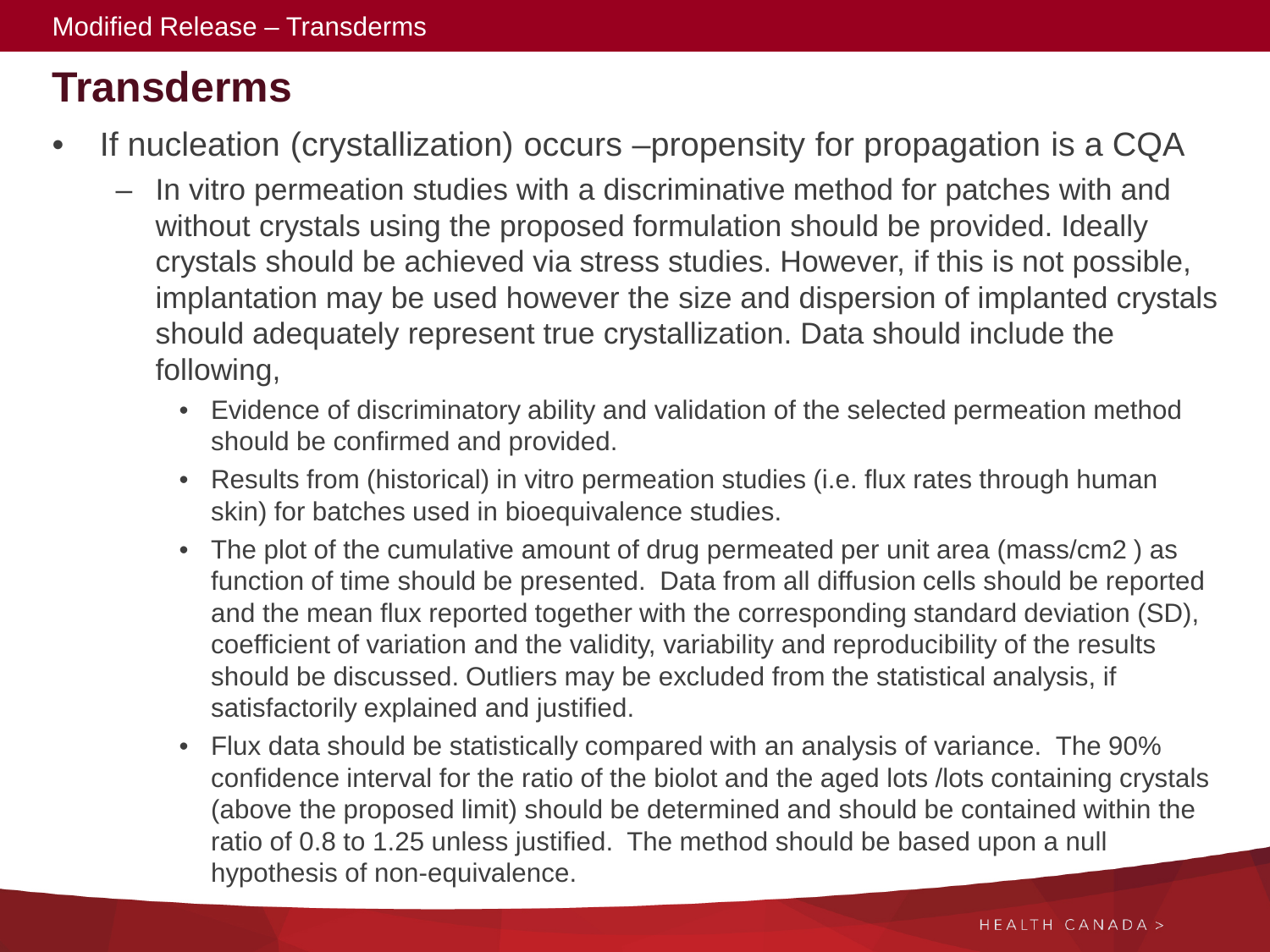# Transderms

- If nucleation (crystallization) occurs –propensity for propagation is a CQA
  - In vitro permeation studies with a discriminative method for patches with and without crystals using the proposed formulation should be provided. Ideally crystals should be achieved via stress studies. However, if this is not possible, implantation may be used however the size and dispersion of implanted crystals should adequately represent true crystallization. Data should include the following,
    - Evidence of discriminatory ability and validation of the selected permeation method should be confirmed and provided.
    - Results from (historical) in vitro permeation studies (i.e. flux rates through human skin) for batches used in bioequivalence studies.
    - The plot of the cumulative amount of drug permeated per unit area (mass/$cm^2$) as function of time should be presented. Data from all diffusion cells should be reported and the mean flux reported together with the corresponding standard deviation (SD), coefficient of variation and the validity, variability and reproducibility of the results should be discussed. Outliers may be excluded from the statistical analysis, if satisfactorily explained and justified.
    - Flux data should be statistically compared with an analysis of variance. The 90% confidence interval for the ratio of the biolot and the aged lots /lots containing crystals (above the proposed limit) should be determined and should be contained within the ratio of 0.8 to 1.25 unless justified. The method should be based upon a null hypothesis of non-equivalence.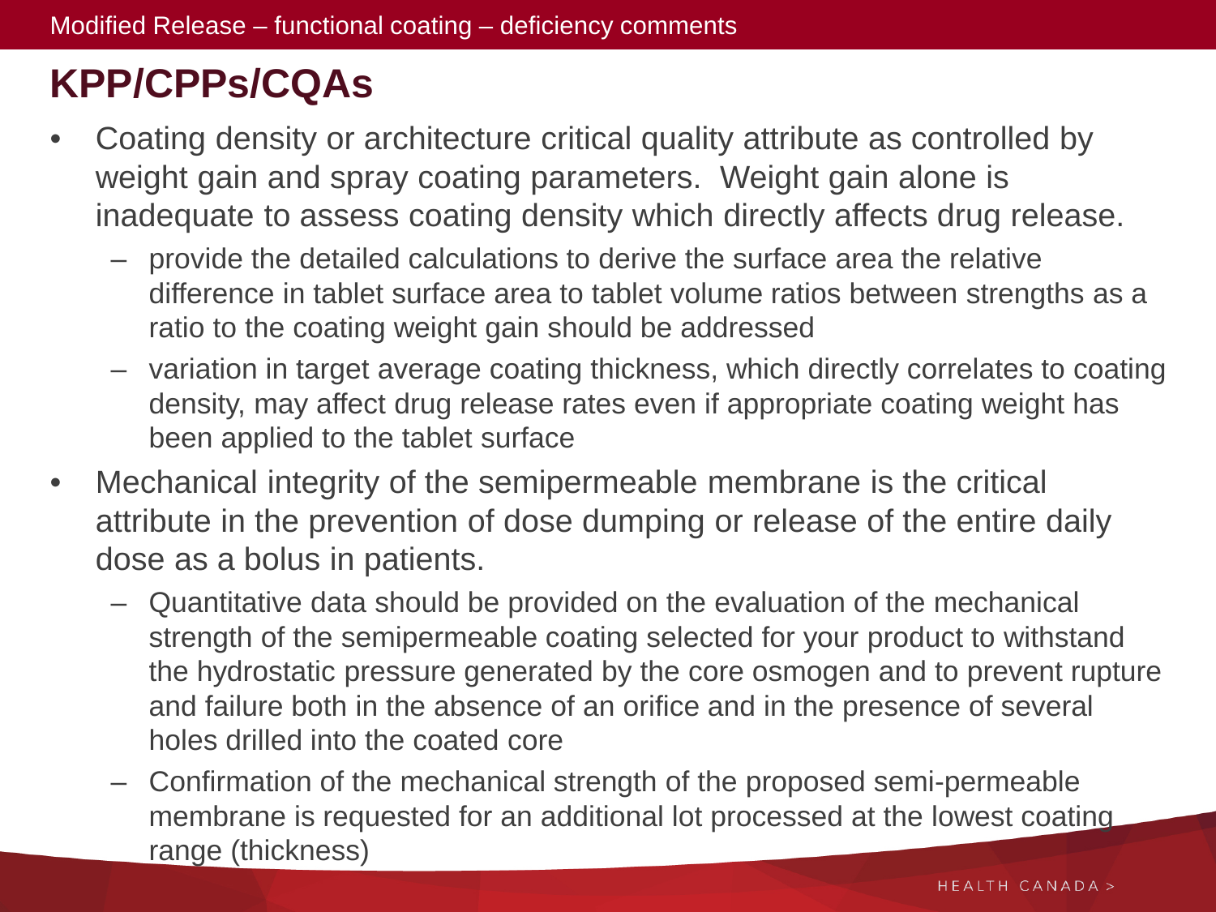Modified Release – functional coating – deficiency comments

# KPP/CPPs/CQAs

- Coating density or architecture critical quality attribute as controlled by weight gain and spray coating parameters. Weight gain alone is inadequate to assess coating density which directly affects drug release.
  - provide the detailed calculations to derive the surface area the relative difference in tablet surface area to tablet volume ratios between strengths as a ratio to the coating weight gain should be addressed
  - variation in target average coating thickness, which directly correlates to coating density, may affect drug release rates even if appropriate coating weight has been applied to the tablet surface
- Mechanical integrity of the semipermeable membrane is the critical attribute in the prevention of dose dumping or release of the entire daily dose as a bolus in patients.
  - Quantitative data should be provided on the evaluation of the mechanical strength of the semipermeable coating selected for your product to withstand the hydrostatic pressure generated by the core osmogen and to prevent rupture and failure both in the absence of an orifice and in the presence of several holes drilled into the coated core
  - Confirmation of the mechanical strength of the proposed semi-permeable membrane is requested for an additional lot processed at the lowest coating range (thickness)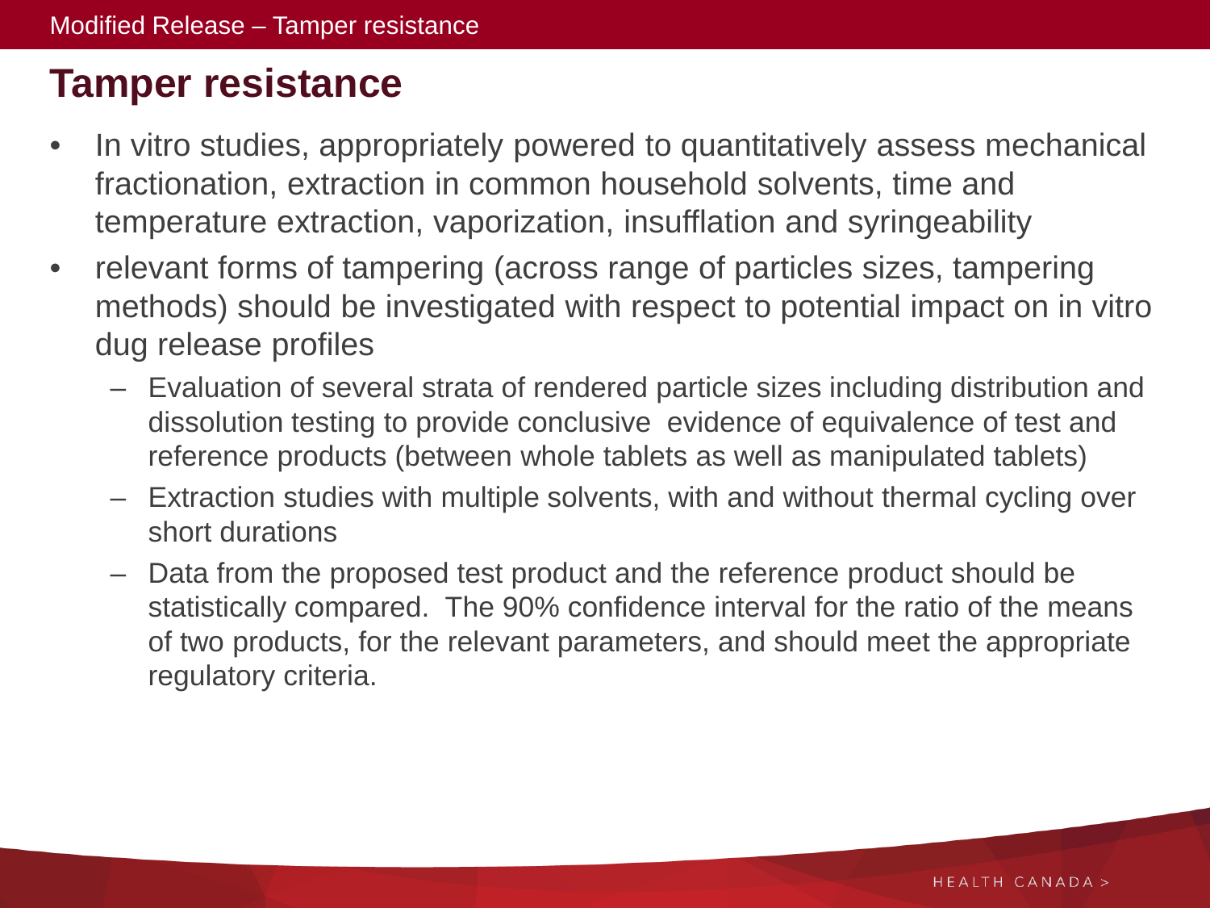# Tamper resistance

- In vitro studies, appropriately powered to quantitatively assess mechanical fractionation, extraction in common household solvents, time and temperature extraction, vaporization, insufflation and syringeability
- relevant forms of tampering (across range of particles sizes, tampering methods) should be investigated with respect to potential impact on in vitro dug release profiles
  - Evaluation of several strata of rendered particle sizes including distribution and dissolution testing to provide conclusive evidence of equivalence of test and reference products (between whole tablets as well as manipulated tablets)
  - Extraction studies with multiple solvents, with and without thermal cycling over short durations
  - Data from the proposed test product and the reference product should be statistically compared. The 90% confidence interval for the ratio of the means of two products, for the relevant parameters, and should meet the appropriate regulatory criteria.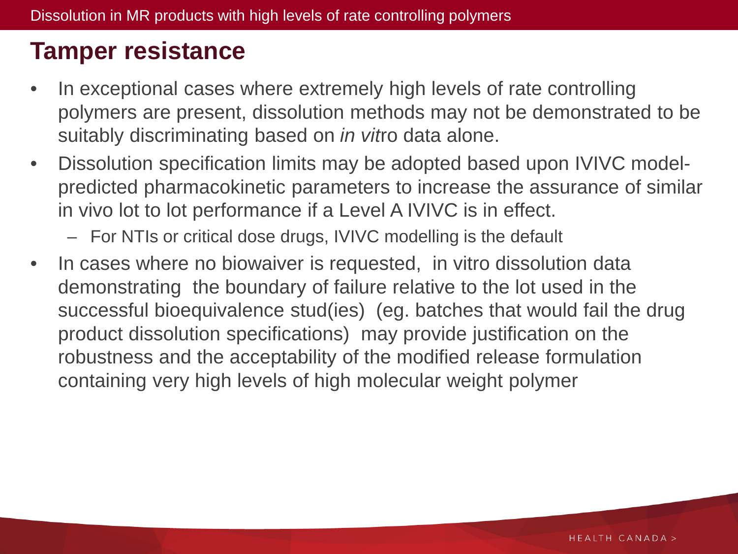## Tamper resistance

- In exceptional cases where extremely high levels of rate controlling polymers are present, dissolution methods may not be demonstrated to be suitably discriminating based on *in vit*ro data alone.
- Dissolution specification limits may be adopted based upon IVIVC model-predicted pharmacokinetic parameters to increase the assurance of similar in vivo lot to lot performance if a Level A IVIVC is in effect.
  - For NTIs or critical dose drugs, IVIVC modelling is the default
- In cases where no biowaiver is requested, in vitro dissolution data demonstrating the boundary of failure relative to the lot used in the successful bioequivalence stud(ies) (eg. batches that would fail the drug product dissolution specifications) may provide justification on the robustness and the acceptability of the modified release formulation containing very high levels of high molecular weight polymer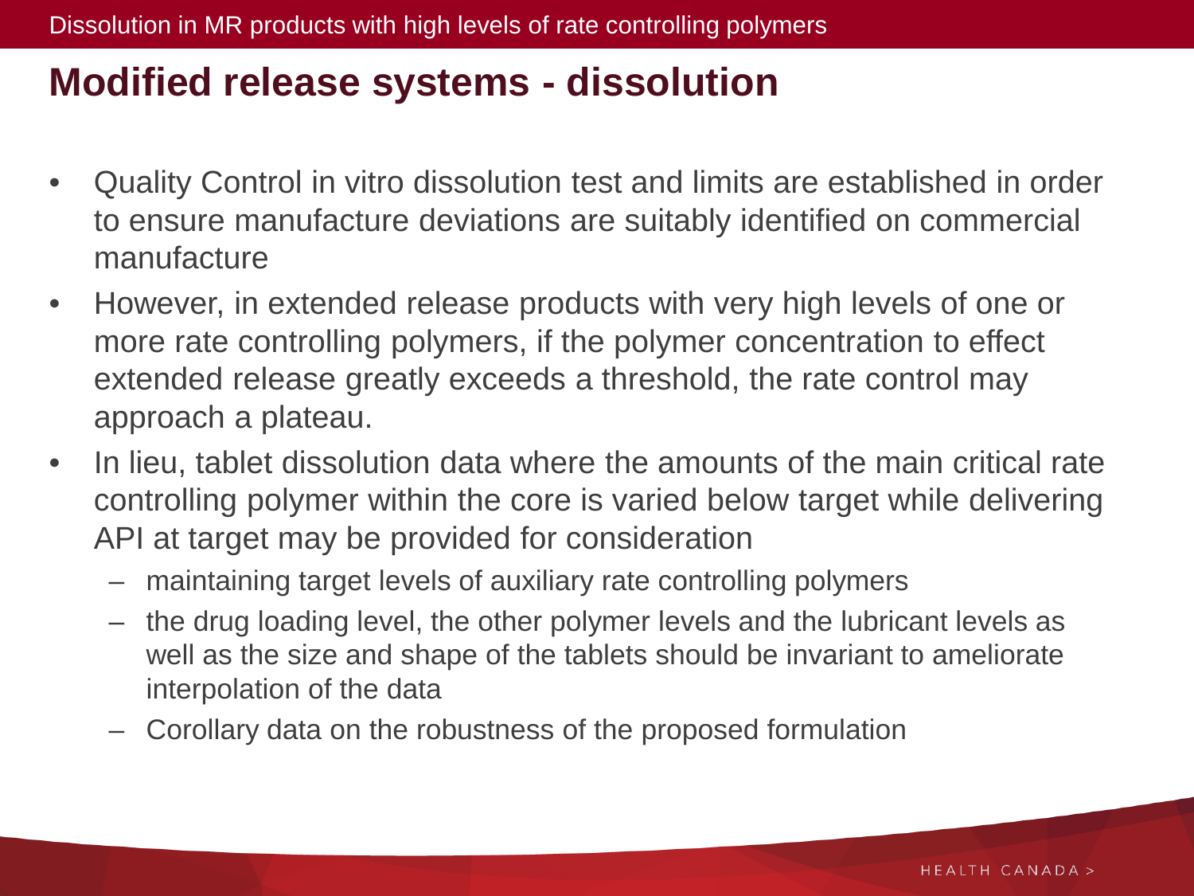## Modified release systems - dissolution

- Quality Control in vitro dissolution test and limits are established in order to ensure manufacture deviations are suitably identified on commercial manufacture
- However, in extended release products with very high levels of one or more rate controlling polymers, if the polymer concentration to effect extended release greatly exceeds a threshold, the rate control may approach a plateau.
- In lieu, tablet dissolution data where the amounts of the main critical rate controlling polymer within the core is varied below target while delivering API at target may be provided for consideration
  - maintaining target levels of auxiliary rate controlling polymers
  - the drug loading level, the other polymer levels and the lubricant levels as well as the size and shape of the tablets should be invariant to ameliorate interpolation of the data
  - Corollary data on the robustness of the proposed formulation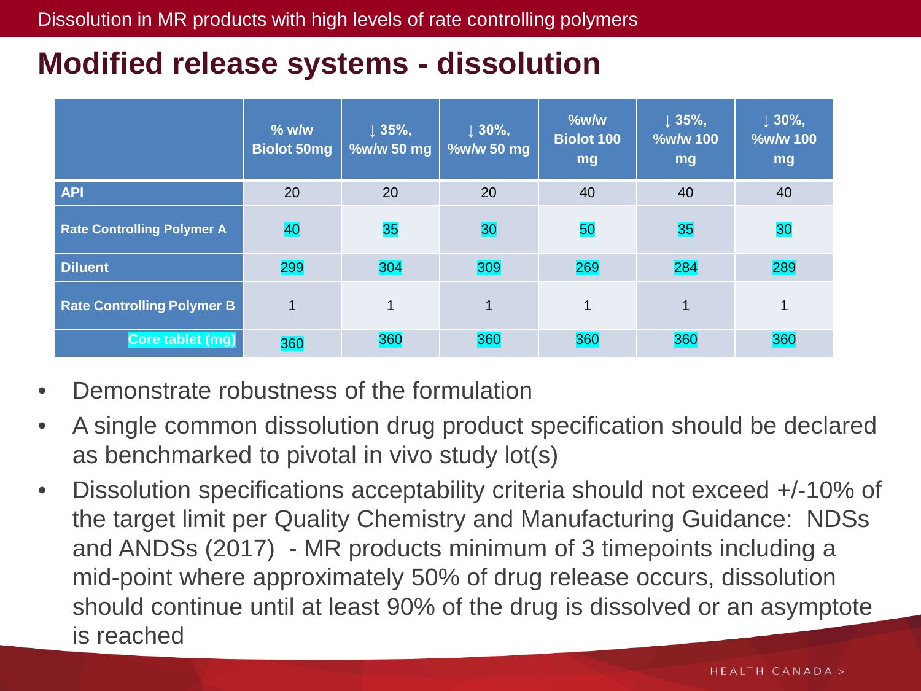## Modified release systems - dissolution

| | % w/w Biolot 50mg | ↓ 35%, %w/w 50 mg | ↓ 30%, %w/w 50 mg | %w/w Biolot 100 mg | ↓ 35%, %w/w 100 mg | ↓ 30%, %w/w 100 mg |
|---|---|---|---|---|---|---|
| API | 20 | 20 | 20 | 40 | 40 | 40 |
| Rate Controlling Polymer A | 40 | 35 | 30 | 50 | 35 | 30 |
| Diluent | 299 | 304 | 309 | 269 | 284 | 289 |
| Rate Controlling Polymer B | 1 | 1 | 1 | 1 | 1 | 1 |
| Core tablet (mg) | 360 | 360 | 360 | 360 | 360 | 360 |

- Demonstrate robustness of the formulation
- A single common dissolution drug product specification should be declared as benchmarked to pivotal in vivo study lot(s)
- Dissolution specifications acceptability criteria should not exceed +/-10% of the target limit per Quality Chemistry and Manufacturing Guidance: NDSs and ANDSs (2017) - MR products minimum of 3 timepoints including a mid-point where approximately 50% of drug release occurs, dissolution should continue until at least 90% of the drug is dissolved or an asymptote is reached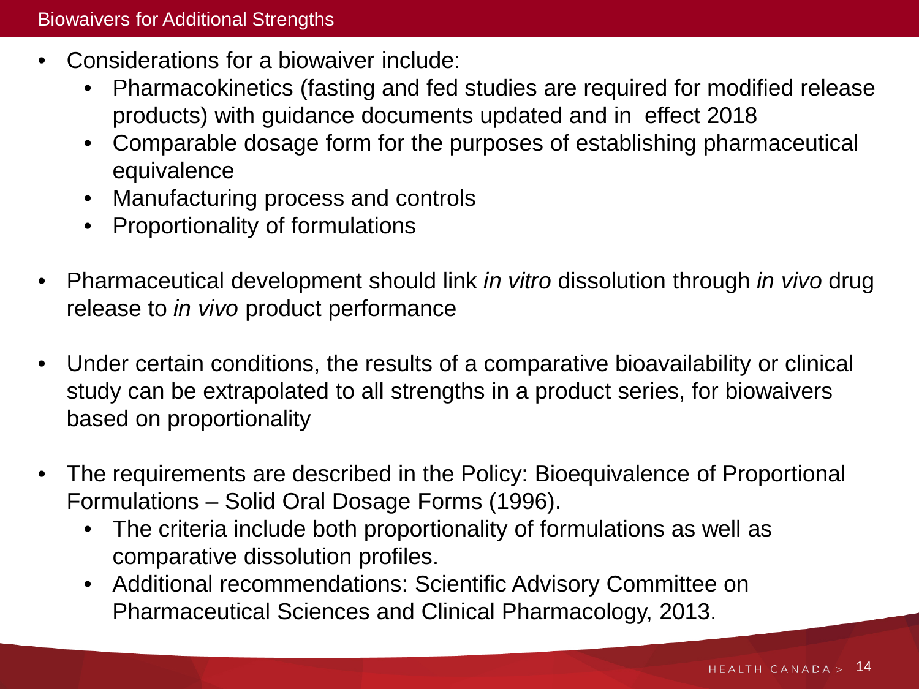# Biowaivers for Additional Strengths

- Considerations for a biowaiver include:
  - Pharmacokinetics (fasting and fed studies are required for modified release products) with guidance documents updated and in effect 2018
  - Comparable dosage form for the purposes of establishing pharmaceutical equivalence
  - Manufacturing process and controls
  - Proportionality of formulations

- Pharmaceutical development should link *in vitro* dissolution through *in vivo* drug release to *in vivo* product performance

- Under certain conditions, the results of a comparative bioavailability or clinical study can be extrapolated to all strengths in a product series, for biowaivers based on proportionality

- The requirements are described in the Policy: Bioequivalence of Proportional Formulations – Solid Oral Dosage Forms (1996).
  - The criteria include both proportionality of formulations as well as comparative dissolution profiles.
  - Additional recommendations: Scientific Advisory Committee on Pharmaceutical Sciences and Clinical Pharmacology, 2013.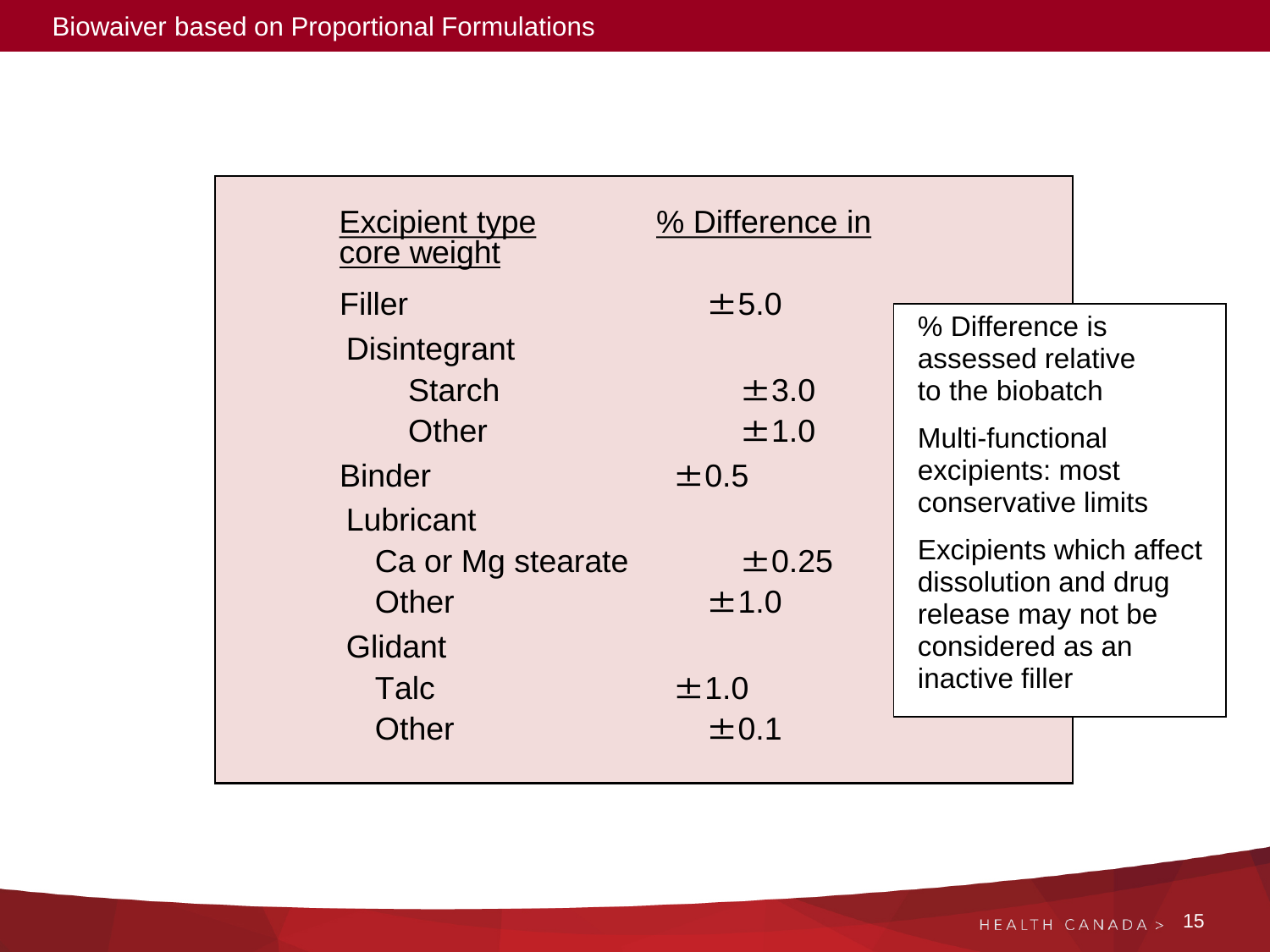# Biowaiver based on Proportional Formulations

| Excipient type | % Difference in core weight |
|---|---|
| Filler | ±5.0 |
| Disintegrant | |
| Starch | ±3.0 |
| Other | ±1.0 |
| Binder | ±0.5 |
| Lubricant | |
| Ca or Mg stearate | ±0.25 |
| Other | ±1.0 |
| Glidant | |
| Talc | ±1.0 |
| Other | ±0.1 |

% Difference is assessed relative to the biobatch

Multi-functional excipients: most conservative limits

Excipients which affect dissolution and drug release may not be considered as an inactive filler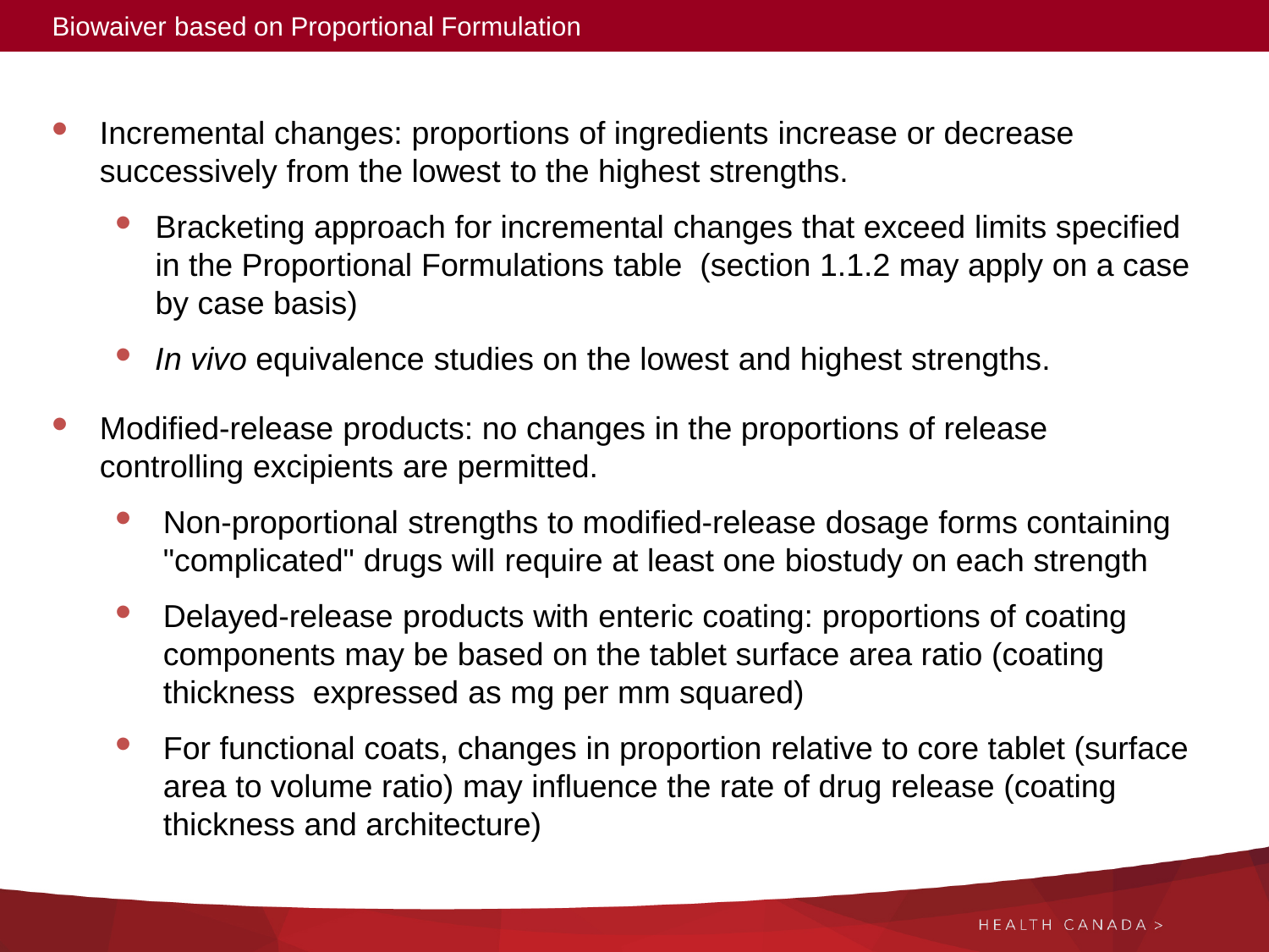# Biowaiver based on Proportional Formulation

- Incremental changes: proportions of ingredients increase or decrease successively from the lowest to the highest strengths.
  - Bracketing approach for incremental changes that exceed limits specified in the Proportional Formulations table  (section 1.1.2 may apply on a case by case basis)
  - *In vivo* equivalence studies on the lowest and highest strengths.
- Modified-release products: no changes in the proportions of release controlling excipients are permitted.
  - Non-proportional strengths to modified-release dosage forms containing "complicated" drugs will require at least one biostudy on each strength
  - Delayed-release products with enteric coating: proportions of coating components may be based on the tablet surface area ratio (coating thickness  expressed as mg per mm squared)
  - For functional coats, changes in proportion relative to core tablet (surface area to volume ratio) may influence the rate of drug release (coating thickness and architecture)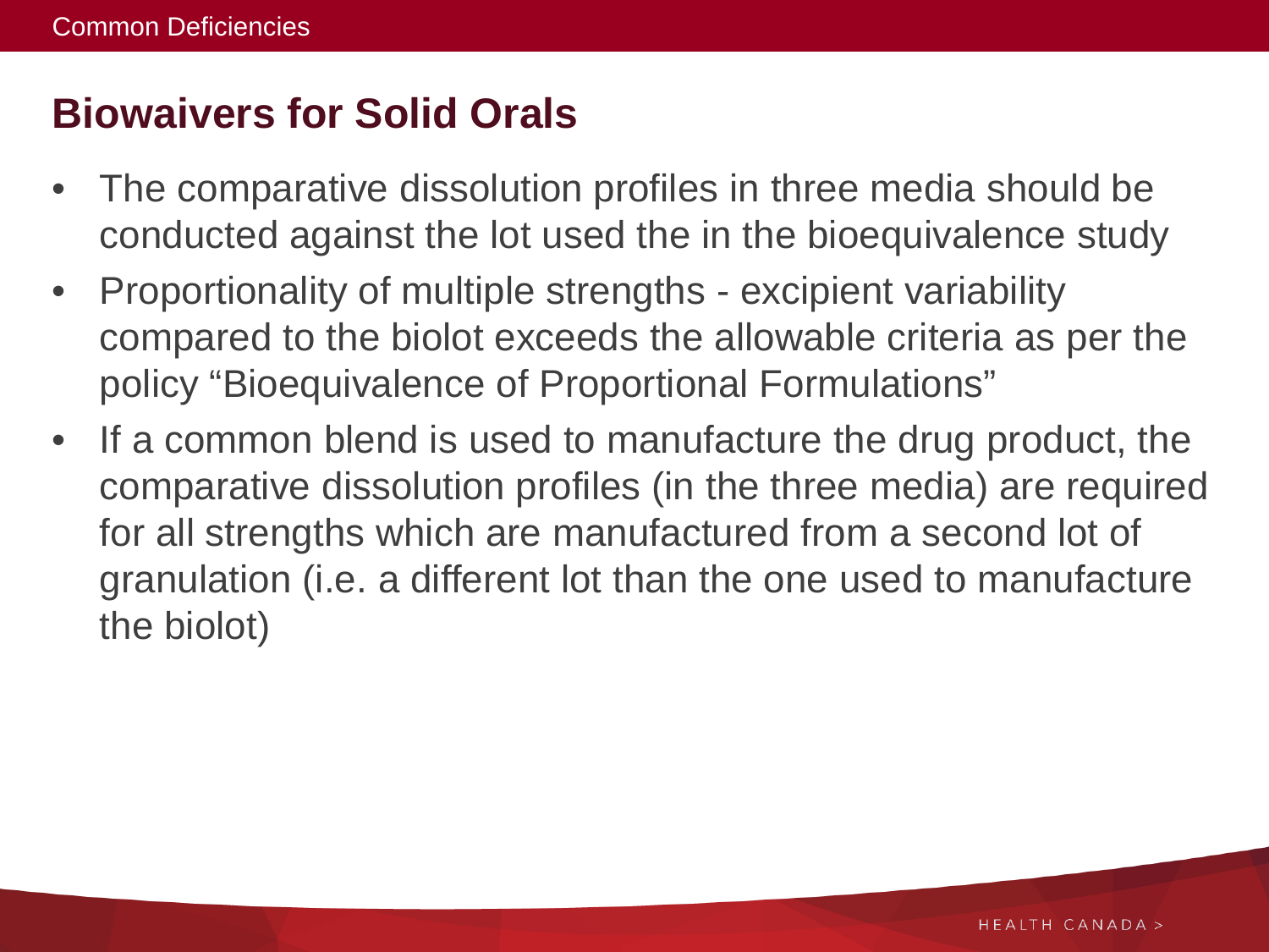## Biowaivers for Solid Orals

- The comparative dissolution profiles in three media should be conducted against the lot used the in the bioequivalence study
- Proportionality of multiple strengths - excipient variability compared to the biolot exceeds the allowable criteria as per the policy "Bioequivalence of Proportional Formulations"
- If a common blend is used to manufacture the drug product, the comparative dissolution profiles (in the three media) are required for all strengths which are manufactured from a second lot of granulation (i.e. a different lot than the one used to manufacture the biolot)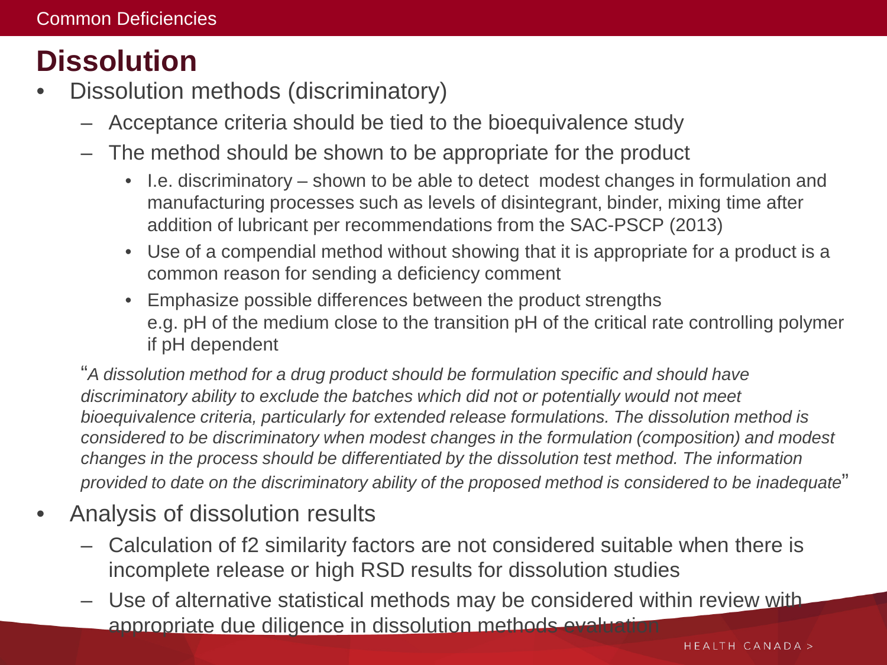# Dissolution

- Dissolution methods (discriminatory)
  - Acceptance criteria should be tied to the bioequivalence study
  - The method should be shown to be appropriate for the product
    - I.e. discriminatory – shown to be able to detect modest changes in formulation and manufacturing processes such as levels of disintegrant, binder, mixing time after addition of lubricant per recommendations from the SAC-PSCP (2013)
    - Use of a compendial method without showing that it is appropriate for a product is a common reason for sending a deficiency comment
    - Emphasize possible differences between the product strengths e.g. pH of the medium close to the transition pH of the critical rate controlling polymer if pH dependent

"*A dissolution method for a drug product should be formulation specific and should have discriminatory ability to exclude the batches which did not or potentially would not meet bioequivalence criteria, particularly for extended release formulations. The dissolution method is considered to be discriminatory when modest changes in the formulation (composition) and modest changes in the process should be differentiated by the dissolution test method. The information provided to date on the discriminatory ability of the proposed method is considered to be inadequate*"

- Analysis of dissolution results
  - Calculation of f2 similarity factors are not considered suitable when there is incomplete release or high RSD results for dissolution studies
  - Use of alternative statistical methods may be considered within review with appropriate due diligence in dissolution methods evaluation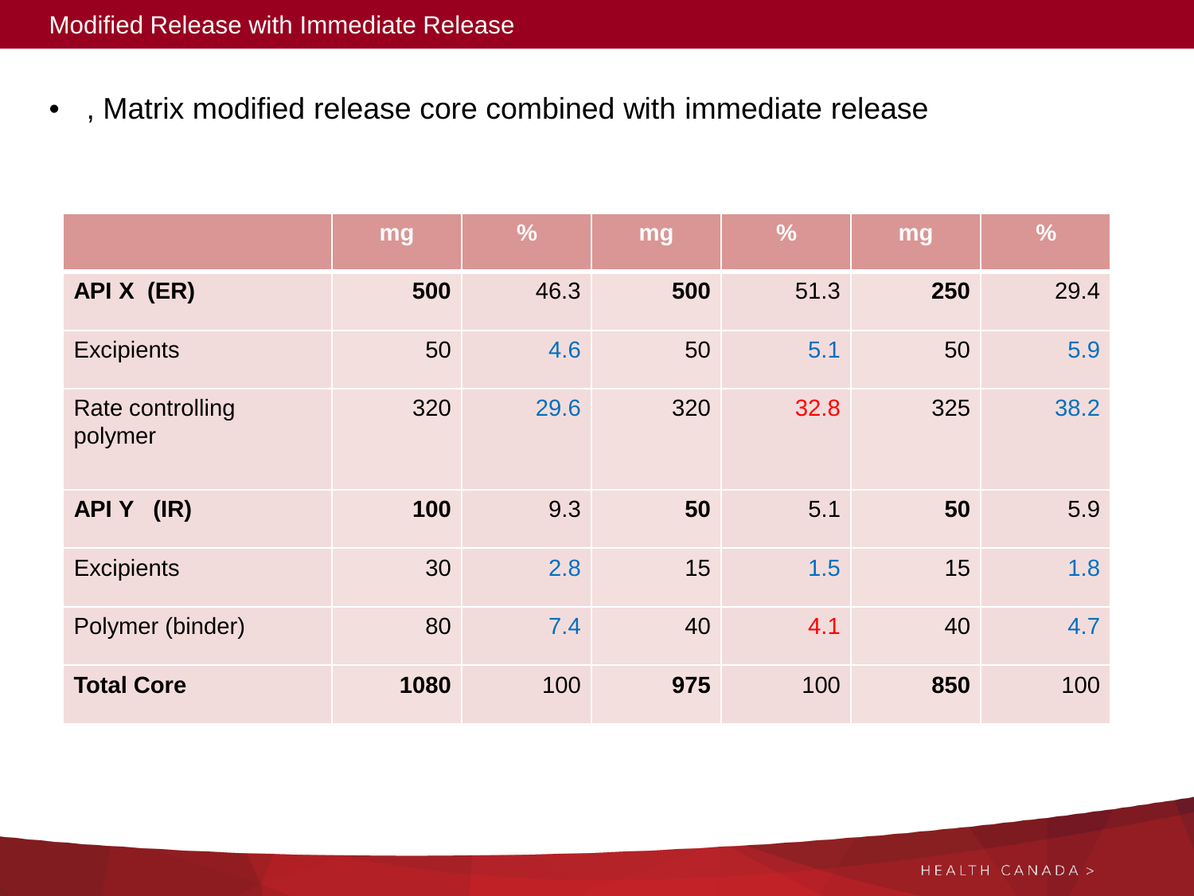## Modified Release with Immediate Release

- , Matrix modified release core combined with immediate release

| | mg | % | mg | % | mg | % |
|---|---|---|---|---|---|---|
| **API X (ER)** | **500** | 46.3 | **500** | 51.3 | **250** | 29.4 |
| Excipients | 50 | 4.6 | 50 | 5.1 | 50 | 5.9 |
| Rate controlling polymer | 320 | 29.6 | 320 | 32.8 | 325 | 38.2 |
| **API Y (IR)** | **100** | 9.3 | **50** | 5.1 | **50** | 5.9 |
| Excipients | 30 | 2.8 | 15 | 1.5 | 15 | 1.8 |
| Polymer (binder) | 80 | 7.4 | 40 | 4.1 | 40 | 4.7 |
| **Total Core** | **1080** | 100 | **975** | 100 | **850** | 100 |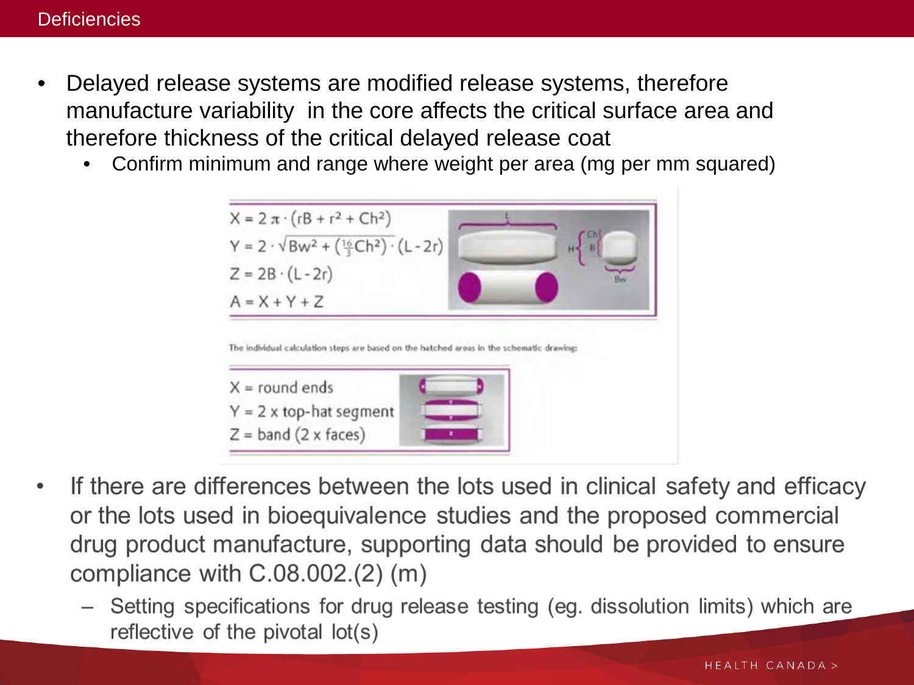# Deficiencies

- Delayed release systems are modified release systems, therefore manufacture variability in the core affects the critical surface area and therefore thickness of the critical delayed release coat
  - Confirm minimum and range where weight per area (mg per mm squared)

$$X = 2\pi \cdot (rB + r^2 + Ch^2)$$

$$Y = 2 \cdot \sqrt{Bw^2 + \left(\tfrac{16}{3}Ch^2\right)} \cdot (L - 2r)$$

$$Z = 2B \cdot (L - 2r)$$

$$A = X + Y + Z$$

The individual calculation steps are based on the hatched areas in the schematic drawing:

$X$ = round ends

$Y$ = 2 x top-hat segment

$Z$ = band (2 x faces)

- If there are differences between the lots used in clinical safety and efficacy or the lots used in bioequivalence studies and the proposed commercial drug product manufacture, supporting data should be provided to ensure compliance with C.08.002.(2) (m)
  - Setting specifications for drug release testing (eg. dissolution limits) which are reflective of the pivotal lot(s)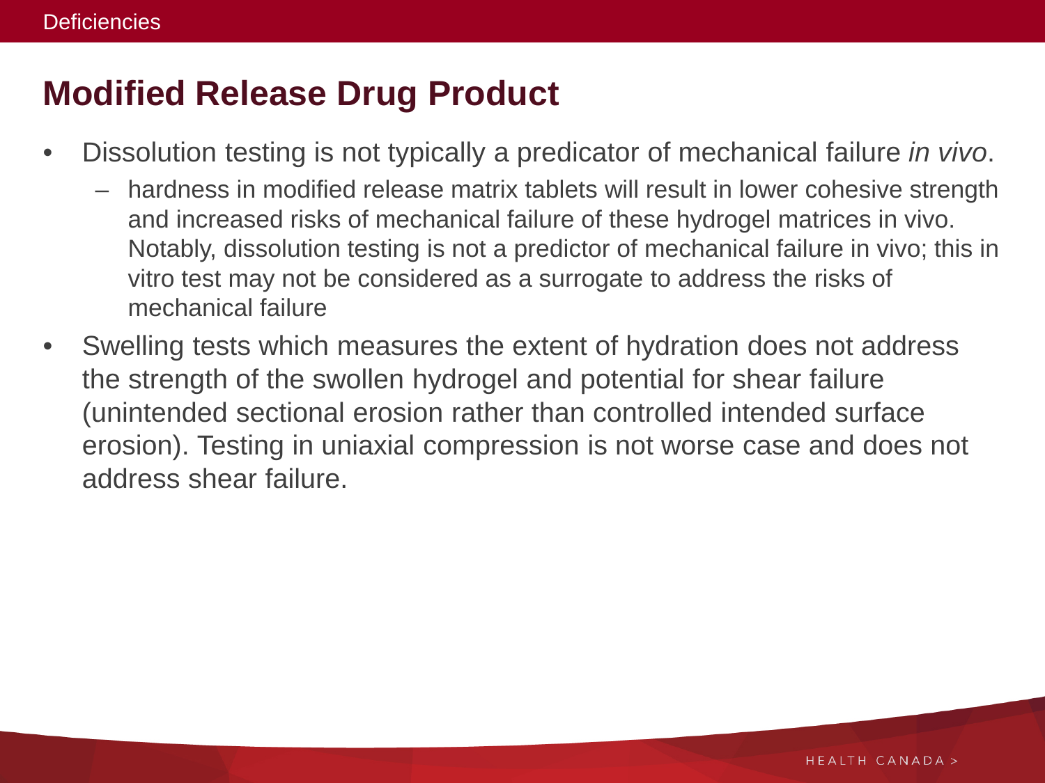## Modified Release Drug Product

- Dissolution testing is not typically a predicator of mechanical failure *in vivo*.
  - hardness in modified release matrix tablets will result in lower cohesive strength and increased risks of mechanical failure of these hydrogel matrices in vivo. Notably, dissolution testing is not a predictor of mechanical failure in vivo; this in vitro test may not be considered as a surrogate to address the risks of mechanical failure
- Swelling tests which measures the extent of hydration does not address the strength of the swollen hydrogel and potential for shear failure (unintended sectional erosion rather than controlled intended surface erosion). Testing in uniaxial compression is not worse case and does not address shear failure.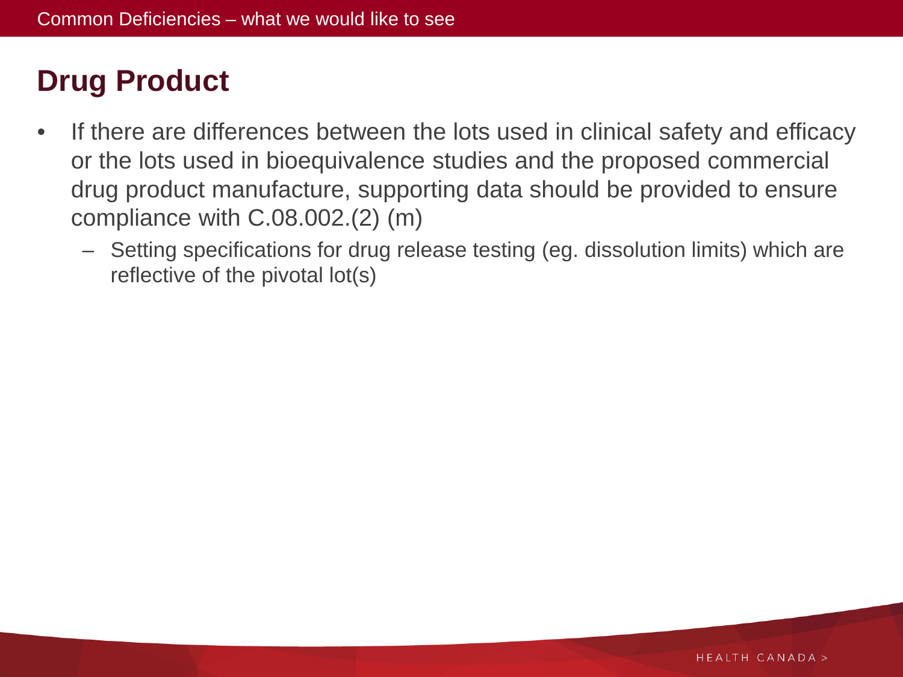Common Deficiencies – what we would like to see

# Drug Product

- If there are differences between the lots used in clinical safety and efficacy or the lots used in bioequivalence studies and the proposed commercial drug product manufacture, supporting data should be provided to ensure compliance with C.08.002.(2) (m)
  - Setting specifications for drug release testing (eg. dissolution limits) which are reflective of the pivotal lot(s)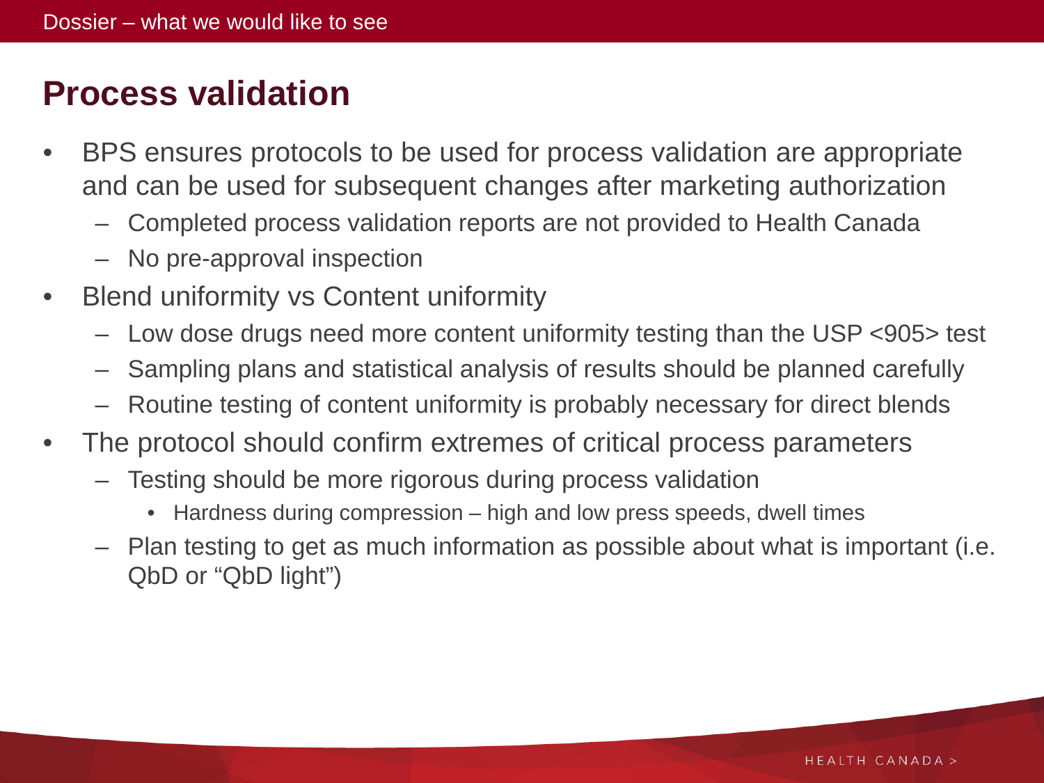## Process validation

- BPS ensures protocols to be used for process validation are appropriate and can be used for subsequent changes after marketing authorization
  - Completed process validation reports are not provided to Health Canada
  - No pre-approval inspection
- Blend uniformity vs Content uniformity
  - Low dose drugs need more content uniformity testing than the USP <905> test
  - Sampling plans and statistical analysis of results should be planned carefully
  - Routine testing of content uniformity is probably necessary for direct blends
- The protocol should confirm extremes of critical process parameters
  - Testing should be more rigorous during process validation
    - Hardness during compression – high and low press speeds, dwell times
  - Plan testing to get as much information as possible about what is important (i.e. QbD or “QbD light”)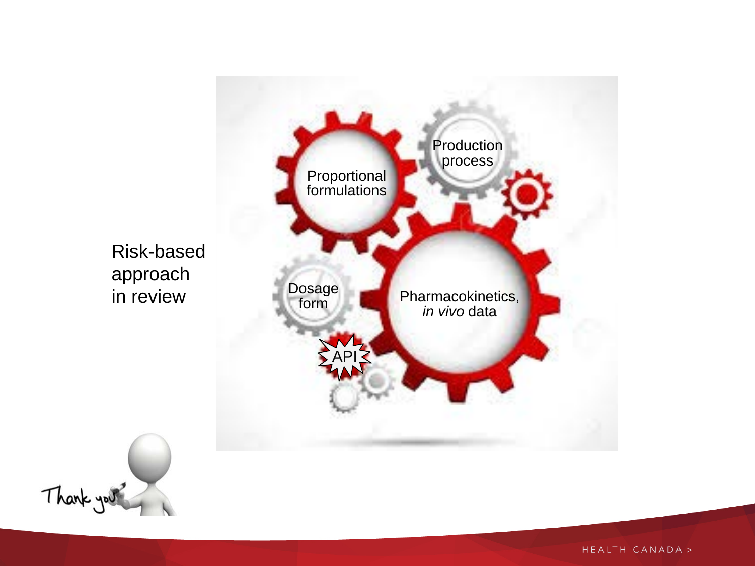Risk-based approach in review

Proportional formulations

Production process

Dosage form

Pharmacokinetics, *in vivo* data

API

Thank you